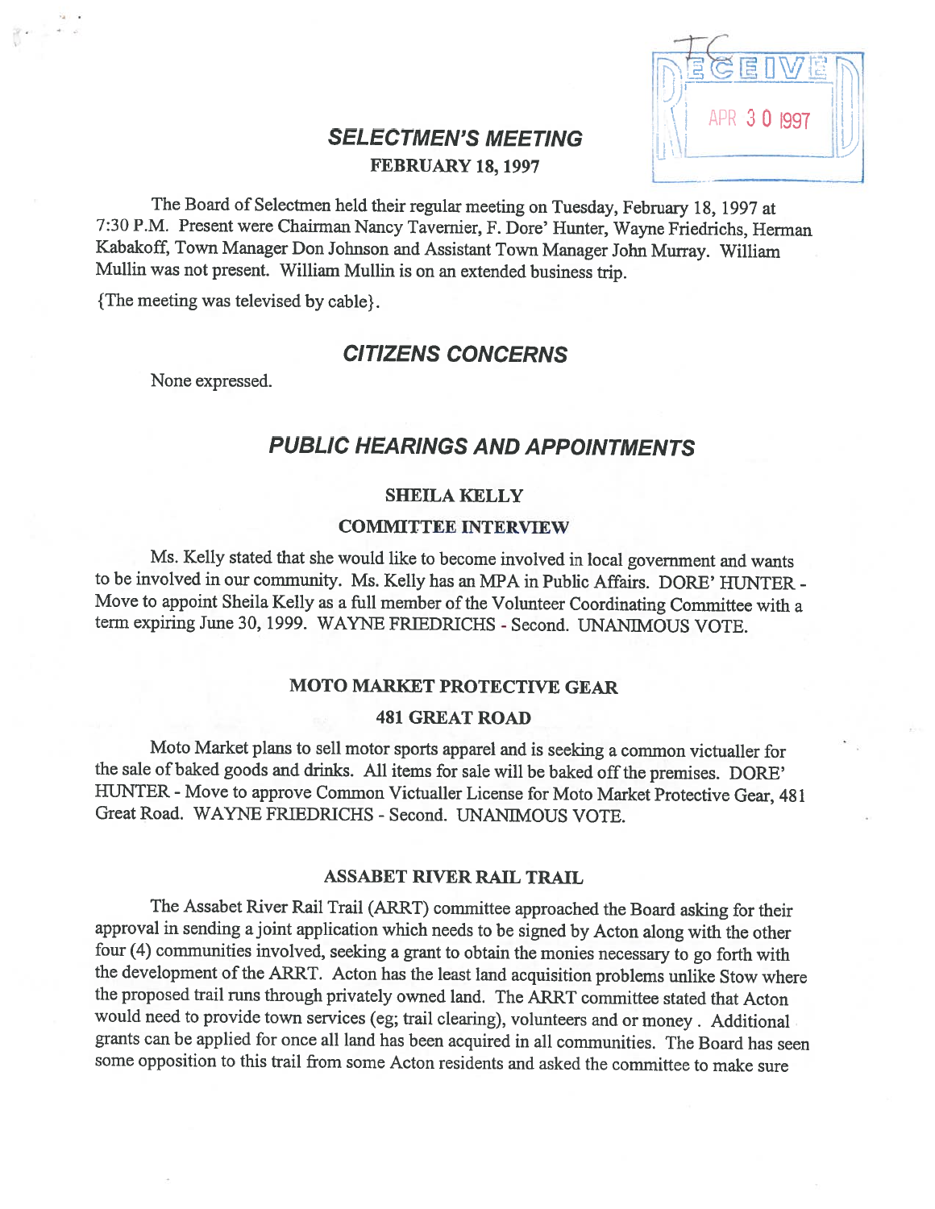RECEIVED APR 30 1997

# SELECTMEN'S MEETING

**FEBRUARY 18, 1997**

The Board of Selectmen held their regular meeting on Tuesday, February 18, 1997 at 7:30 P.M. Present were Chairman Nancy Tavernier, F. Dore' Hunter, Wayne Friedrichs, Herman Kabakoff, Town Manager Don Johnson and Assistant Town Manager John Murray. William Mullin was not present. William Mullin is on an extended business trip.

{The meeting was televised by cable}.

## CITIZENS CONCERNS

None expressed.

## PUBLIC HEARINGS AND APPOINTMENTS

### SHEILA KELLY

### COMMITTEE INTERVIEW

Ms. Kelly stated that she would like to become involved in local government and wants to be involved in our community. Ms. Kelly has an MPA in Public Affairs. DORE' HUNTER - Move to appoint Sheila Kelly as a full member of the Volunteer Coordinating Committee with a term expiring June 30, 1999. WAYNE FRIEDRICHS - Second. UNANIMOUS VOTE.

### MOTO MARKET PROTECTIVE GEAR

### 481 GREAT ROAD

Moto Market plans to sell motor sports apparel and is seeking a common victualler for the sale of baked goods and drinks. All items for sale will be baked off the premises. DORE' HUNTER - Move to approve Common Victualler License for Moto Market Protective Gear, 481 Great Road. WAYNE FRIEDRICHS - Second. UNANIMOUS VOTE.

### ASSABET RIVER RAIL TRAIL

The Assabet River Rail Trail (ARRT) committee approached the Board asking for their approval in sending a joint application which needs to be signed by Acton along with the other four (4) communities involved, seeking a grant to obtain the monies necessary to go forth with the development of the ARRT. Acton has the least land acquisition problems unlike Stow where the proposed trail runs through privately owned land. The ARRT committee stated that Acton would need to provide town services (eg; trail clearing), volunteers and or money . Additional grants can be applied for once all land has been acquired in all communities. The Board has seen some opposition to this trail from some Acton residents and asked the committee to make sure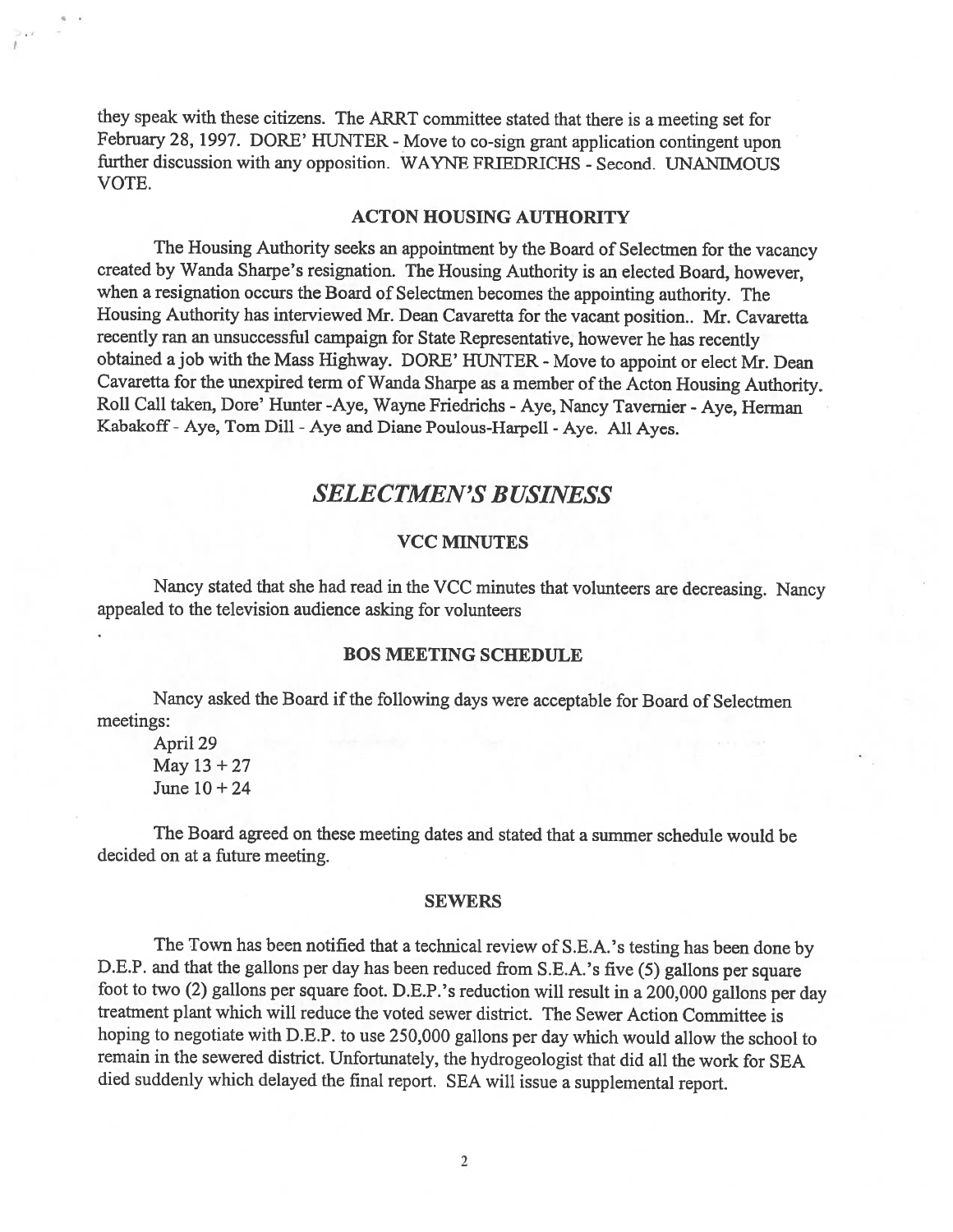they speak with these citizens. The ARRT committee stated that there is a meeting set for February 28, 1997. DORE' HUNTER - Move to co-sign grant application contingent upon further discussion with any opposition. WAYNE FRIEDRICHS - Second. UNANIMOUS VOTE.

### ACTON HOUSING AUTHORITY

The Housing Authority seeks an appointment by the Board of Selectmen for the vacancy created by Wanda Sharpe's resignation. The Housing Authority is an elected Board, however, when a resignation occurs the Board of Selectmen becomes the appointing authority. The Housing Authority has interviewed Mr. Dean Cavaretta for the vacant position.. Mr. Cavaretta recently ran an unsuccessful campaign for State Representative, however he has recently obtained a job with the Mass Highway. DORE' HUNTER - Move to appoint or elect Mr. Dean Cavaretta for the unexpired term of Wanda Sharpe as a member of the Acton Housing Authority. Roll Call taken, Dore' Hunter -Aye, Wayne Friedrichs - Aye, Nancy Tavernier - Aye, Herman Kabakoff - Aye, Tom Dill - Aye and Diane Poulous-Harpell - Aye. All Ayes.

## *SELECTMEN'S BUSINESS*

### VCC MINUTES

Nancy stated that she had read in the VCC minutes that volunteers are decreasing. Nancy appealed to the television audience asking for volunteers

### BOS MEETING SCHEDULE

Nancy asked the Board if the following days were acceptable for Board of Selectmen meetings:

April 29
May 13 + 27
June 10 + 24

The Board agreed on these meeting dates and stated that a summer schedule would be decided on at a future meeting.

### SEWERS

The Town has been notified that a technical review of S.E.A.'s testing has been done by D.E.P. and that the gallons per day has been reduced from S.E.A.'s five (5) gallons per square foot to two (2) gallons per square foot. D.E.P.'s reduction will result in a 200,000 gallons per day treatment plant which will reduce the voted sewer district. The Sewer Action Committee is hoping to negotiate with D.E.P. to use 250,000 gallons per day which would allow the school to remain in the sewered district. Unfortunately, the hydrogeologist that did all the work for SEA died suddenly which delayed the final report. SEA will issue a supplemental report.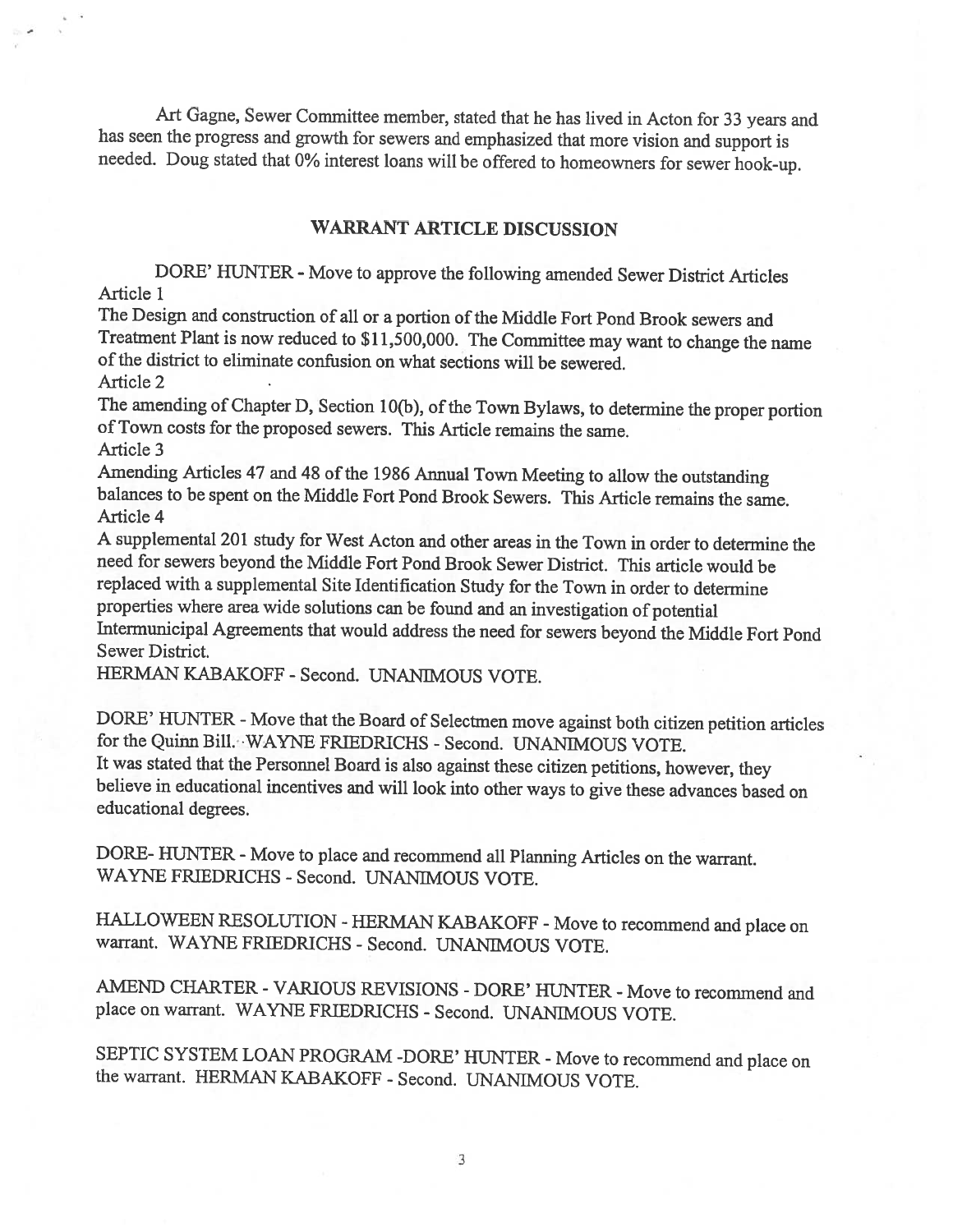Art Gagne, Sewer Committee member, stated that he has lived in Acton for 33 years and has seen the progress and growth for sewers and emphasized that more vision and support is needed. Doug stated that 0% interest loans will be offered to homeowners for sewer hook-up.

## WARRANT ARTICLE DISCUSSION

DORE' HUNTER - Move to approve the following amended Sewer District Articles
Article 1
The Design and construction of all or a portion of the Middle Fort Pond Brook sewers and Treatment Plant is now reduced to $11,500,000. The Committee may want to change the name of the district to eliminate confusion on what sections will be sewered.
Article 2
The amending of Chapter D, Section 10(b), of the Town Bylaws, to determine the proper portion of Town costs for the proposed sewers. This Article remains the same.
Article 3
Amending Articles 47 and 48 of the 1986 Annual Town Meeting to allow the outstanding balances to be spent on the Middle Fort Pond Brook Sewers. This Article remains the same.
Article 4
A supplemental 201 study for West Acton and other areas in the Town in order to determine the need for sewers beyond the Middle Fort Pond Brook Sewer District. This article would be replaced with a supplemental Site Identification Study for the Town in order to determine properties where area wide solutions can be found and an investigation of potential Intermunicipal Agreements that would address the need for sewers beyond the Middle Fort Pond Sewer District.
HERMAN KABAKOFF - Second. UNANIMOUS VOTE.

DORE' HUNTER - Move that the Board of Selectmen move against both citizen petition articles for the Quinn Bill. WAYNE FRIEDRICHS - Second. UNANIMOUS VOTE.
It was stated that the Personnel Board is also against these citizen petitions, however, they believe in educational incentives and will look into other ways to give these advances based on educational degrees.

DORE- HUNTER - Move to place and recommend all Planning Articles on the warrant. WAYNE FRIEDRICHS - Second. UNANIMOUS VOTE.

HALLOWEEN RESOLUTION - HERMAN KABAKOFF - Move to recommend and place on warrant. WAYNE FRIEDRICHS - Second. UNANIMOUS VOTE.

AMEND CHARTER - VARIOUS REVISIONS - DORE' HUNTER - Move to recommend and place on warrant. WAYNE FRIEDRICHS - Second. UNANIMOUS VOTE.

SEPTIC SYSTEM LOAN PROGRAM -DORE' HUNTER - Move to recommend and place on the warrant. HERMAN KABAKOFF - Second. UNANIMOUS VOTE.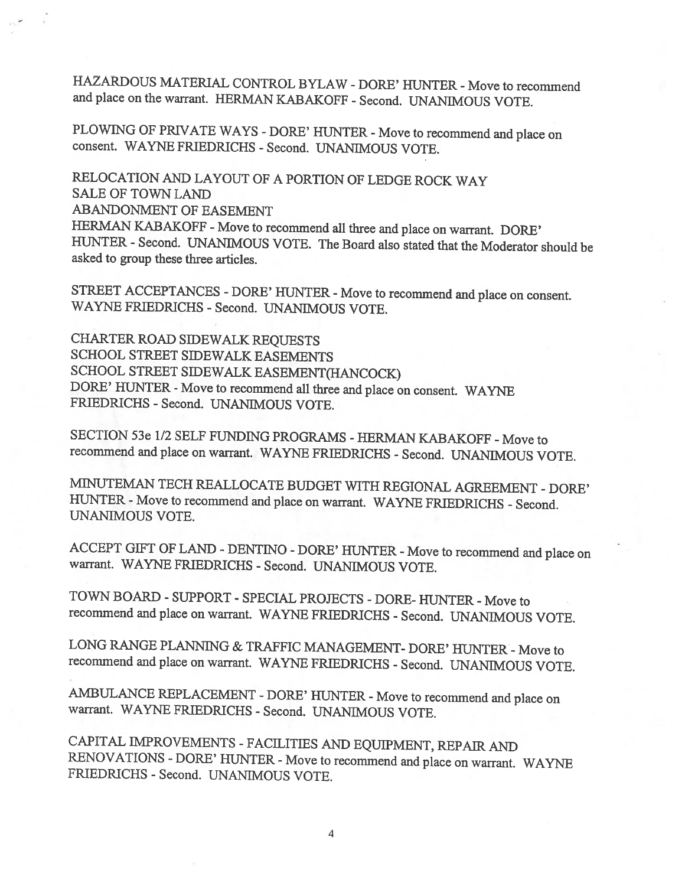HAZARDOUS MATERIAL CONTROL BYLAW - DORE' HUNTER - Move to recommend and place on the warrant. HERMAN KABAKOFF - Second. UNANIMOUS VOTE.

PLOWING OF PRIVATE WAYS - DORE' HUNTER - Move to recommend and place on consent. WAYNE FRIEDRICHS - Second. UNANIMOUS VOTE.

RELOCATION AND LAYOUT OF A PORTION OF LEDGE ROCK WAY
SALE OF TOWN LAND
ABANDONMENT OF EASEMENT
HERMAN KABAKOFF - Move to recommend all three and place on warrant. DORE' HUNTER - Second. UNANIMOUS VOTE. The Board also stated that the Moderator should be asked to group these three articles.

STREET ACCEPTANCES - DORE' HUNTER - Move to recommend and place on consent. WAYNE FRIEDRICHS - Second. UNANIMOUS VOTE.

CHARTER ROAD SIDEWALK REQUESTS
SCHOOL STREET SIDEWALK EASEMENTS
SCHOOL STREET SIDEWALK EASEMENT(HANCOCK)
DORE' HUNTER - Move to recommend all three and place on consent. WAYNE FRIEDRICHS - Second. UNANIMOUS VOTE.

SECTION 53e 1/2 SELF FUNDING PROGRAMS - HERMAN KABAKOFF - Move to recommend and place on warrant. WAYNE FRIEDRICHS - Second. UNANIMOUS VOTE.

MINUTEMAN TECH REALLOCATE BUDGET WITH REGIONAL AGREEMENT - DORE' HUNTER - Move to recommend and place on warrant. WAYNE FRIEDRICHS - Second. UNANIMOUS VOTE.

ACCEPT GIFT OF LAND - DENTINO - DORE' HUNTER - Move to recommend and place on warrant. WAYNE FRIEDRICHS - Second. UNANIMOUS VOTE.

TOWN BOARD - SUPPORT - SPECIAL PROJECTS - DORE- HUNTER - Move to recommend and place on warrant. WAYNE FRIEDRICHS - Second. UNANIMOUS VOTE.

LONG RANGE PLANNING & TRAFFIC MANAGEMENT- DORE' HUNTER - Move to recommend and place on warrant. WAYNE FRIEDRICHS - Second. UNANIMOUS VOTE.

AMBULANCE REPLACEMENT - DORE' HUNTER - Move to recommend and place on warrant. WAYNE FRIEDRICHS - Second. UNANIMOUS VOTE.

CAPITAL IMPROVEMENTS - FACILITIES AND EQUIPMENT, REPAIR AND RENOVATIONS - DORE' HUNTER - Move to recommend and place on warrant. WAYNE FRIEDRICHS - Second. UNANIMOUS VOTE.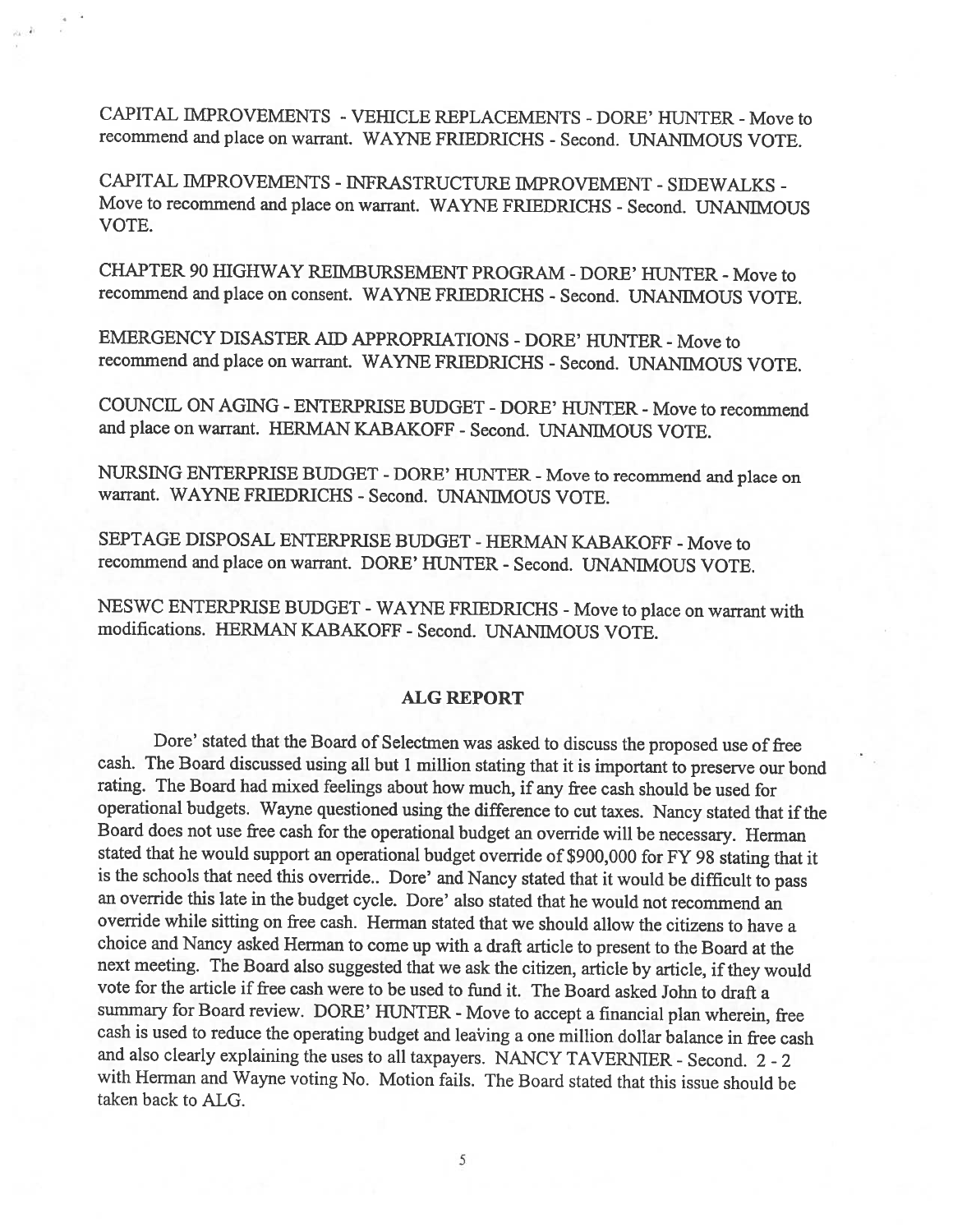CAPITAL IMPROVEMENTS - VEHICLE REPLACEMENTS - DORE' HUNTER - Move to recommend and place on warrant. WAYNE FRIEDRICHS - Second. UNANIMOUS VOTE.

CAPITAL IMPROVEMENTS - INFRASTRUCTURE IMPROVEMENT - SIDEWALKS - Move to recommend and place on warrant. WAYNE FRIEDRICHS - Second. UNANIMOUS VOTE.

CHAPTER 90 HIGHWAY REIMBURSEMENT PROGRAM - DORE' HUNTER - Move to recommend and place on consent. WAYNE FRIEDRICHS - Second. UNANIMOUS VOTE.

EMERGENCY DISASTER AID APPROPRIATIONS - DORE' HUNTER - Move to recommend and place on warrant. WAYNE FRIEDRICHS - Second. UNANIMOUS VOTE.

COUNCIL ON AGING - ENTERPRISE BUDGET - DORE' HUNTER - Move to recommend and place on warrant. HERMAN KABAKOFF - Second. UNANIMOUS VOTE.

NURSING ENTERPRISE BUDGET - DORE' HUNTER - Move to recommend and place on warrant. WAYNE FRIEDRICHS - Second. UNANIMOUS VOTE.

SEPTAGE DISPOSAL ENTERPRISE BUDGET - HERMAN KABAKOFF - Move to recommend and place on warrant. DORE' HUNTER - Second. UNANIMOUS VOTE.

NESWC ENTERPRISE BUDGET - WAYNE FRIEDRICHS - Move to place on warrant with modifications. HERMAN KABAKOFF - Second. UNANIMOUS VOTE.

## ALG REPORT

Dore' stated that the Board of Selectmen was asked to discuss the proposed use of free cash. The Board discussed using all but 1 million stating that it is important to preserve our bond rating. The Board had mixed feelings about how much, if any free cash should be used for operational budgets. Wayne questioned using the difference to cut taxes. Nancy stated that if the Board does not use free cash for the operational budget an override will be necessary. Herman stated that he would support an operational budget override of $900,000 for FY 98 stating that it is the schools that need this override.. Dore' and Nancy stated that it would be difficult to pass an override this late in the budget cycle. Dore' also stated that he would not recommend an override while sitting on free cash. Herman stated that we should allow the citizens to have a choice and Nancy asked Herman to come up with a draft article to present to the Board at the next meeting. The Board also suggested that we ask the citizen, article by article, if they would vote for the article if free cash were to be used to fund it. The Board asked John to draft a summary for Board review. DORE' HUNTER - Move to accept a financial plan wherein, free cash is used to reduce the operating budget and leaving a one million dollar balance in free cash and also clearly explaining the uses to all taxpayers. NANCY TAVERNIER - Second. 2 - 2 with Herman and Wayne voting No. Motion fails. The Board stated that this issue should be taken back to ALG.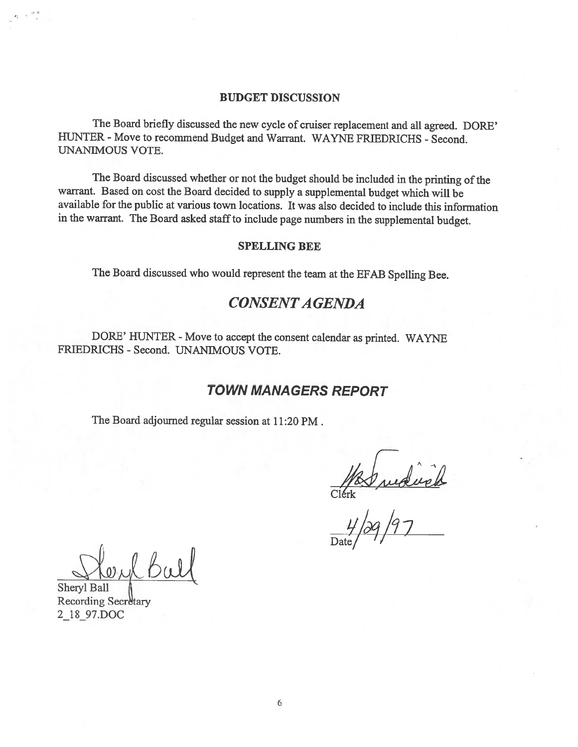### BUDGET DISCUSSION

The Board briefly discussed the new cycle of cruiser replacement and all agreed. DORE' HUNTER - Move to recommend Budget and Warrant. WAYNE FRIEDRICHS - Second. UNANIMOUS VOTE.

The Board discussed whether or not the budget should be included in the printing of the warrant. Based on cost the Board decided to supply a supplemental budget which will be available for the public at various town locations. It was also decided to include this information in the warrant. The Board asked staff to include page numbers in the supplemental budget.

### SPELLING BEE

The Board discussed who would represent the team at the EFAB Spelling Bee.

## *CONSENT AGENDA*

DORE' HUNTER - Move to accept the consent calendar as printed. WAYNE FRIEDRICHS - Second. UNANIMOUS VOTE.

## *TOWN MANAGERS REPORT*

The Board adjourned regular session at 11:20 PM .

Clerk

4/29/97
Date

Sheryl Ball
Recording Secretary
2_18_97.DOC